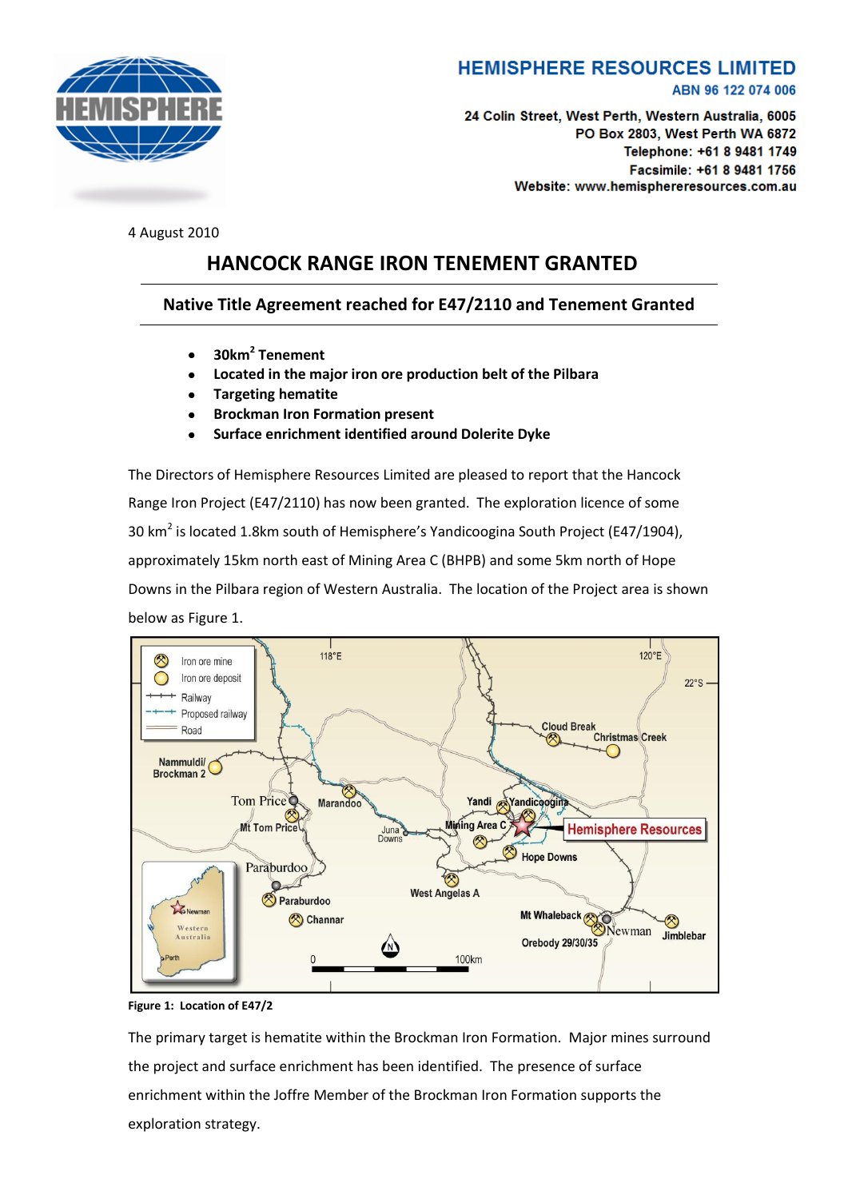**HEMISPHERE RESOURCES LIMITED**
ABN 96 122 074 006

24 Colin Street, West Perth, Western Australia, 6005
PO Box 2803, West Perth WA 6872
Telephone: +61 8 9481 1749
Facsimile: +61 8 9481 1756
Website: www.hemisphereresources.com.au

4 August 2010

# HANCOCK RANGE IRON TENEMENT GRANTED

## Native Title Agreement reached for E47/2110 and Tenement Granted

- **30km$^2$ Tenement**
- **Located in the major iron ore production belt of the Pilbara**
- **Targeting hematite**
- **Brockman Iron Formation present**
- **Surface enrichment identified around Dolerite Dyke**

The Directors of Hemisphere Resources Limited are pleased to report that the Hancock Range Iron Project (E47/2110) has now been granted. The exploration licence of some 30 km$^2$ is located 1.8km south of Hemisphere's Yandicoogina South Project (E47/1904), approximately 15km north east of Mining Area C (BHPB) and some 5km north of Hope Downs in the Pilbara region of Western Australia. The location of the Project area is shown below as Figure 1.

**Figure 1: Location of E47/2**

The primary target is hematite within the Brockman Iron Formation. Major mines surround the project and surface enrichment has been identified. The presence of surface enrichment within the Joffre Member of the Brockman Iron Formation supports the exploration strategy.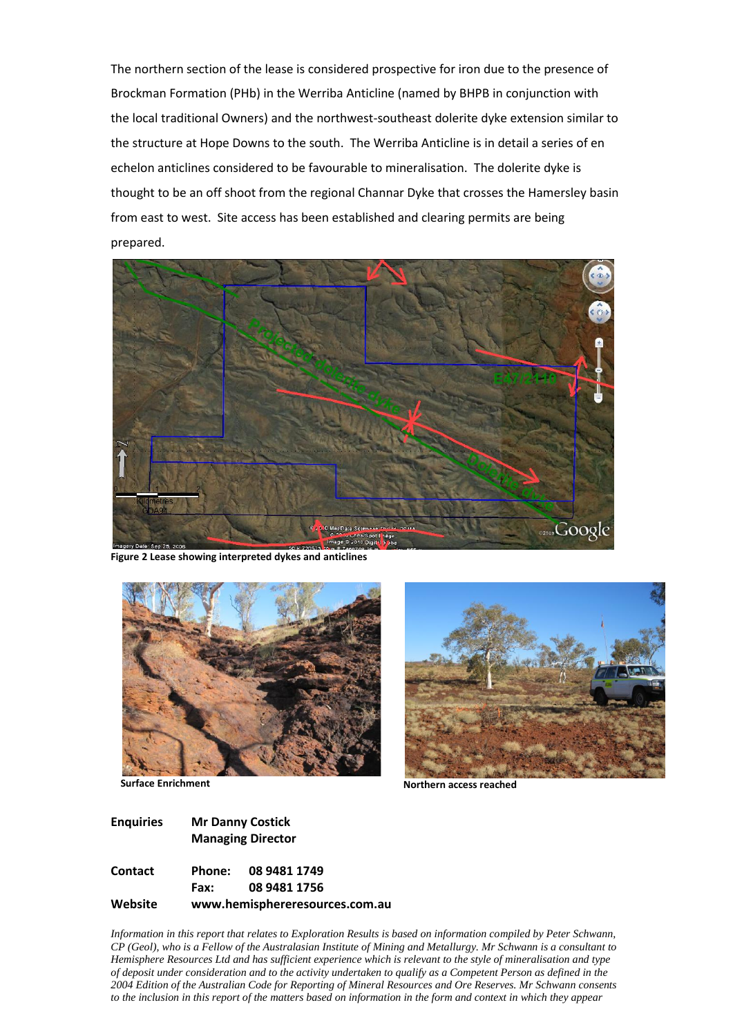The northern section of the lease is considered prospective for iron due to the presence of Brockman Formation (PHb) in the Werriba Anticline (named by BHPB in conjunction with the local traditional Owners) and the northwest-southeast dolerite dyke extension similar to the structure at Hope Downs to the south. The Werriba Anticline is in detail a series of en echelon anticlines considered to be favourable to mineralisation. The dolerite dyke is thought to be an off shoot from the regional Channar Dyke that crosses the Hamersley basin from east to west. Site access has been established and clearing permits are being prepared.

**Figure 2 Lease showing interpreted dykes and anticlines**

**Surface Enrichment**

**Northern access reached**

| | | |
|---|---|---|
| **Enquiries** | **Mr Danny Costick** | |
| | **Managing Director** | |
| **Contact** | **Phone:** | **08 9481 1749** |
| | **Fax:** | **08 9481 1756** |
| **Website** | **www.hemisphereresources.com.au** | |

*Information in this report that relates to Exploration Results is based on information compiled by Peter Schwann, CP (Geol), who is a Fellow of the Australasian Institute of Mining and Metallurgy. Mr Schwann is a consultant to Hemisphere Resources Ltd and has sufficient experience which is relevant to the style of mineralisation and type of deposit under consideration and to the activity undertaken to qualify as a Competent Person as defined in the 2004 Edition of the Australian Code for Reporting of Mineral Resources and Ore Reserves. Mr Schwann consents to the inclusion in this report of the matters based on information in the form and context in which they appear*